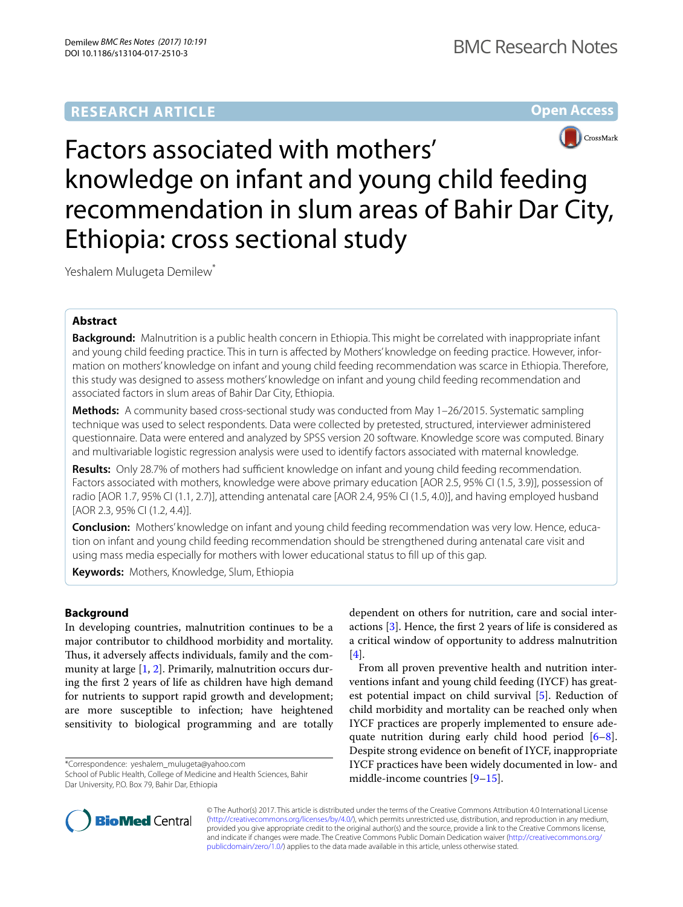RESEARCH ARTICLE

Open Access

# Factors associated with mothers' knowledge on infant and young child feeding recommendation in slum areas of Bahir Dar City, Ethiopia: cross sectional study

Yeshalem Mulugeta Demilew*

## Abstract

**Background:** Malnutrition is a public health concern in Ethiopia. This might be correlated with inappropriate infant and young child feeding practice. This in turn is affected by Mothers' knowledge on feeding practice. However, information on mothers' knowledge on infant and young child feeding recommendation was scarce in Ethiopia. Therefore, this study was designed to assess mothers' knowledge on infant and young child feeding recommendation and associated factors in slum areas of Bahir Dar City, Ethiopia.

**Methods:** A community based cross-sectional study was conducted from May 1–26/2015. Systematic sampling technique was used to select respondents. Data were collected by pretested, structured, interviewer administered questionnaire. Data were entered and analyzed by SPSS version 20 software. Knowledge score was computed. Binary and multivariable logistic regression analysis were used to identify factors associated with maternal knowledge.

**Results:** Only 28.7% of mothers had sufficient knowledge on infant and young child feeding recommendation. Factors associated with mothers, knowledge were above primary education [AOR 2.5, 95% CI (1.5, 3.9)], possession of radio [AOR 1.7, 95% CI (1.1, 2.7)], attending antenatal care [AOR 2.4, 95% CI (1.5, 4.0)], and having employed husband [AOR 2.3, 95% CI (1.2, 4.4)].

**Conclusion:** Mothers' knowledge on infant and young child feeding recommendation was very low. Hence, education on infant and young child feeding recommendation should be strengthened during antenatal care visit and using mass media especially for mothers with lower educational status to fill up of this gap.

**Keywords:** Mothers, Knowledge, Slum, Ethiopia

## Background

In developing countries, malnutrition continues to be a major contributor to childhood morbidity and mortality. Thus, it adversely affects individuals, family and the community at large [1, 2]. Primarily, malnutrition occurs during the first 2 years of life as children have high demand for nutrients to support rapid growth and development; are more susceptible to infection; have heightened sensitivity to biological programming and are totally dependent on others for nutrition, care and social interactions [3]. Hence, the first 2 years of life is considered as a critical window of opportunity to address malnutrition [4].

From all proven preventive health and nutrition interventions infant and young child feeding (IYCF) has greatest potential impact on child survival [5]. Reduction of child morbidity and mortality can be reached only when IYCF practices are properly implemented to ensure adequate nutrition during early child hood period [6–8]. Despite strong evidence on benefit of IYCF, inappropriate IYCF practices have been widely documented in low- and middle-income countries [9–15].

*Correspondence: yeshalem_mulugeta@yahoo.com
School of Public Health, College of Medicine and Health Sciences, Bahir Dar University, P.O. Box 79, Bahir Dar, Ethiopia

© The Author(s) 2017. This article is distributed under the terms of the Creative Commons Attribution 4.0 International License (http://creativecommons.org/licenses/by/4.0/), which permits unrestricted use, distribution, and reproduction in any medium, provided you give appropriate credit to the original author(s) and the source, provide a link to the Creative Commons license, and indicate if changes were made. The Creative Commons Public Domain Dedication waiver (http://creativecommons.org/publicdomain/zero/1.0/) applies to the data made available in this article, unless otherwise stated.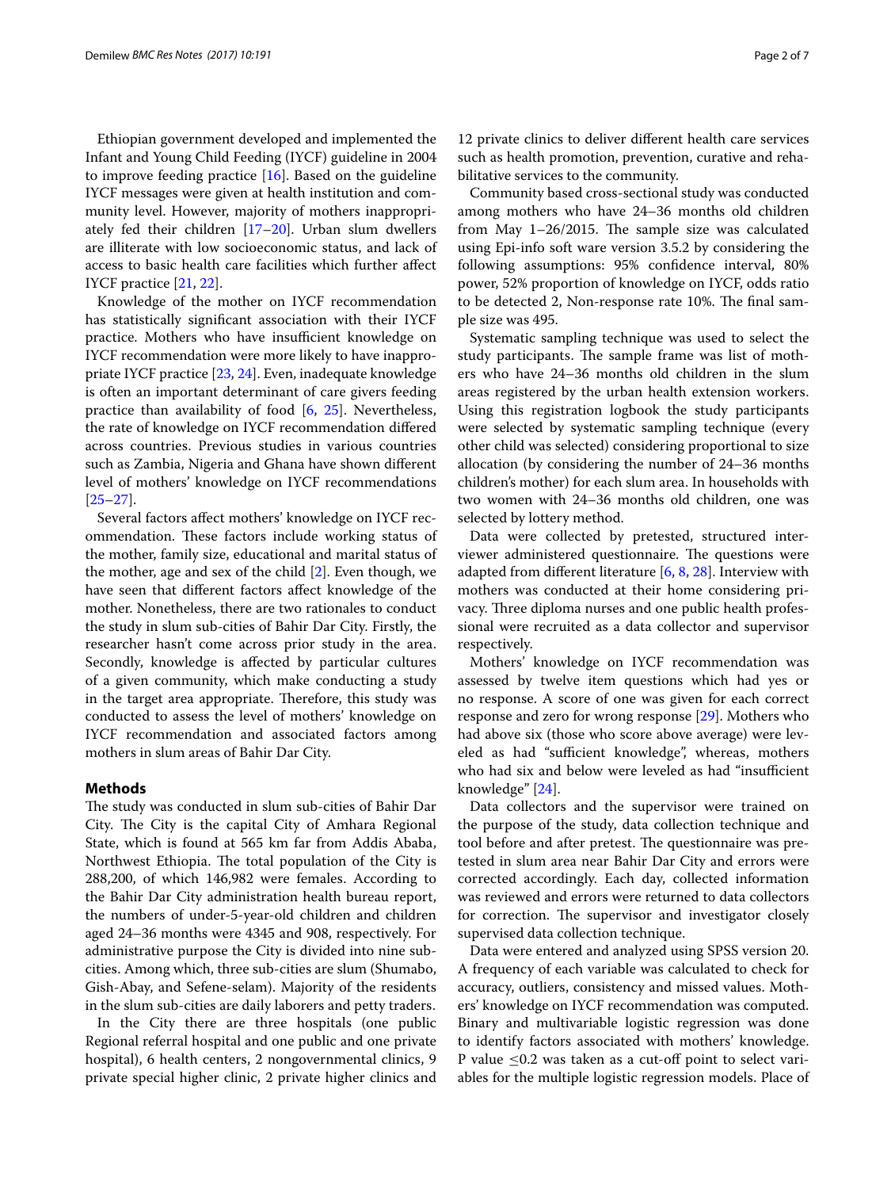Ethiopian government developed and implemented the Infant and Young Child Feeding (IYCF) guideline in 2004 to improve feeding practice [16]. Based on the guideline IYCF messages were given at health institution and community level. However, majority of mothers inappropriately fed their children [17–20]. Urban slum dwellers are illiterate with low socioeconomic status, and lack of access to basic health care facilities which further affect IYCF practice [21, 22].

Knowledge of the mother on IYCF recommendation has statistically significant association with their IYCF practice. Mothers who have insufficient knowledge on IYCF recommendation were more likely to have inappropriate IYCF practice [23, 24]. Even, inadequate knowledge is often an important determinant of care givers feeding practice than availability of food [6, 25]. Nevertheless, the rate of knowledge on IYCF recommendation differed across countries. Previous studies in various countries such as Zambia, Nigeria and Ghana have shown different level of mothers' knowledge on IYCF recommendations [25–27].

Several factors affect mothers' knowledge on IYCF recommendation. These factors include working status of the mother, family size, educational and marital status of the mother, age and sex of the child [2]. Even though, we have seen that different factors affect knowledge of the mother. Nonetheless, there are two rationales to conduct the study in slum sub-cities of Bahir Dar City. Firstly, the researcher hasn't come across prior study in the area. Secondly, knowledge is affected by particular cultures of a given community, which make conducting a study in the target area appropriate. Therefore, this study was conducted to assess the level of mothers' knowledge on IYCF recommendation and associated factors among mothers in slum areas of Bahir Dar City.

## Methods

The study was conducted in slum sub-cities of Bahir Dar City. The City is the capital City of Amhara Regional State, which is found at 565 km far from Addis Ababa, Northwest Ethiopia. The total population of the City is 288,200, of which 146,982 were females. According to the Bahir Dar City administration health bureau report, the numbers of under-5-year-old children and children aged 24–36 months were 4345 and 908, respectively. For administrative purpose the City is divided into nine sub-cities. Among which, three sub-cities are slum (Shumabo, Gish-Abay, and Sefene-selam). Majority of the residents in the slum sub-cities are daily laborers and petty traders.

In the City there are three hospitals (one public Regional referral hospital and one public and one private hospital), 6 health centers, 2 nongovernmental clinics, 9 private special higher clinic, 2 private higher clinics and 12 private clinics to deliver different health care services such as health promotion, prevention, curative and rehabilitative services to the community.

Community based cross-sectional study was conducted among mothers who have 24–36 months old children from May 1–26/2015. The sample size was calculated using Epi-info soft ware version 3.5.2 by considering the following assumptions: 95% confidence interval, 80% power, 52% proportion of knowledge on IYCF, odds ratio to be detected 2, Non-response rate 10%. The final sample size was 495.

Systematic sampling technique was used to select the study participants. The sample frame was list of mothers who have 24–36 months old children in the slum areas registered by the urban health extension workers. Using this registration logbook the study participants were selected by systematic sampling technique (every other child was selected) considering proportional to size allocation (by considering the number of 24–36 months children's mother) for each slum area. In households with two women with 24–36 months old children, one was selected by lottery method.

Data were collected by pretested, structured interviewer administered questionnaire. The questions were adapted from different literature [6, 8, 28]. Interview with mothers was conducted at their home considering privacy. Three diploma nurses and one public health professional were recruited as a data collector and supervisor respectively.

Mothers' knowledge on IYCF recommendation was assessed by twelve item questions which had yes or no response. A score of one was given for each correct response and zero for wrong response [29]. Mothers who had above six (those who score above average) were leveled as had "sufficient knowledge", whereas, mothers who had six and below were leveled as had "insufficient knowledge" [24].

Data collectors and the supervisor were trained on the purpose of the study, data collection technique and tool before and after pretest. The questionnaire was pretested in slum area near Bahir Dar City and errors were corrected accordingly. Each day, collected information was reviewed and errors were returned to data collectors for correction. The supervisor and investigator closely supervised data collection technique.

Data were entered and analyzed using SPSS version 20. A frequency of each variable was calculated to check for accuracy, outliers, consistency and missed values. Mothers' knowledge on IYCF recommendation was computed. Binary and multivariable logistic regression was done to identify factors associated with mothers' knowledge. P value $\leq 0.2$ was taken as a cut-off point to select variables for the multiple logistic regression models. Place of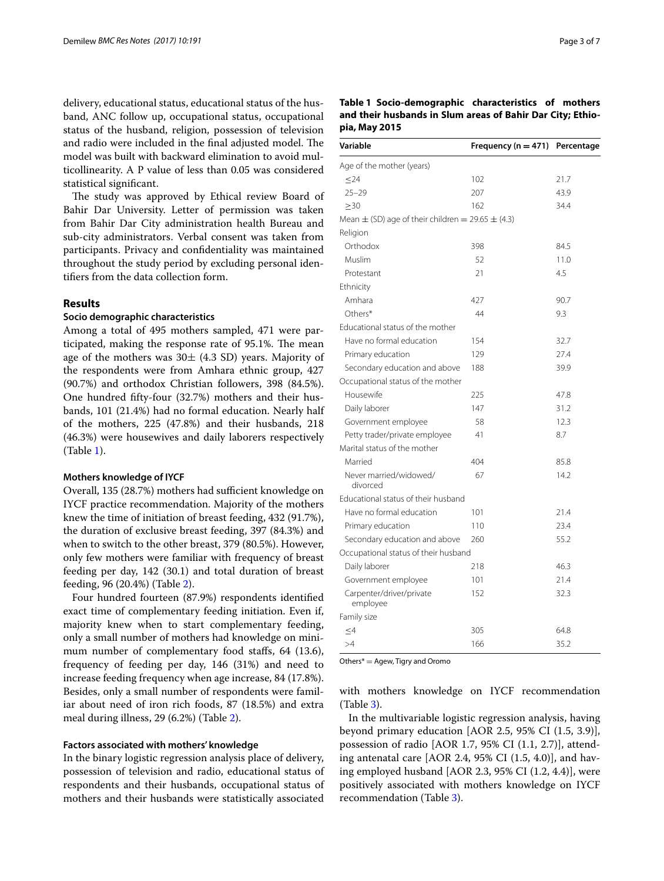delivery, educational status, educational status of the husband, ANC follow up, occupational status, occupational status of the husband, religion, possession of television and radio were included in the final adjusted model. The model was built with backward elimination to avoid multicollinearity. A P value of less than 0.05 was considered statistical significant.

The study was approved by Ethical review Board of Bahir Dar University. Letter of permission was taken from Bahir Dar City administration health Bureau and sub-city administrators. Verbal consent was taken from participants. Privacy and confidentiality was maintained throughout the study period by excluding personal identifiers from the data collection form.

## Results

### Socio demographic characteristics

Among a total of 495 mothers sampled, 471 were participated, making the response rate of 95.1%. The mean age of the mothers was 30± (4.3 SD) years. Majority of the respondents were from Amhara ethnic group, 427 (90.7%) and orthodox Christian followers, 398 (84.5%). One hundred fifty-four (32.7%) mothers and their husbands, 101 (21.4%) had no formal education. Nearly half of the mothers, 225 (47.8%) and their husbands, 218 (46.3%) were housewives and daily laborers respectively (Table 1).

**Table 1 Socio-demographic characteristics of mothers and their husbands in Slum areas of Bahir Dar City; Ethiopia, May 2015**

| Variable | Frequency (n = 471) | Percentage |
|---|---|---|
| Age of the mother (years) | | |
| ≤24 | 102 | 21.7 |
| 25–29 | 207 | 43.9 |
| ≥30 | 162 | 34.4 |
| Mean ± (SD) age of their children = 29.65 ± (4.3) | | |
| Religion | | |
| Orthodox | 398 | 84.5 |
| Muslim | 52 | 11.0 |
| Protestant | 21 | 4.5 |
| Ethnicity | | |
| Amhara | 427 | 90.7 |
| Others* | 44 | 9.3 |
| Educational status of the mother | | |
| Have no formal education | 154 | 32.7 |
| Primary education | 129 | 27.4 |
| Secondary education and above | 188 | 39.9 |
| Occupational status of the mother | | |
| Housewife | 225 | 47.8 |
| Daily laborer | 147 | 31.2 |
| Government employee | 58 | 12.3 |
| Petty trader/private employee | 41 | 8.7 |
| Marital status of the mother | | |
| Married | 404 | 85.8 |
| Never married/widowed/divorced | 67 | 14.2 |
| Educational status of their husband | | |
| Have no formal education | 101 | 21.4 |
| Primary education | 110 | 23.4 |
| Secondary education and above | 260 | 55.2 |
| Occupational status of their husband | | |
| Daily laborer | 218 | 46.3 |
| Government employee | 101 | 21.4 |
| Carpenter/driver/private employee | 152 | 32.3 |
| Family size | | |
| ≤4 | 305 | 64.8 |
| >4 | 166 | 35.2 |

Others* = Agew, Tigry and Oromo

### Mothers knowledge of IYCF

Overall, 135 (28.7%) mothers had sufficient knowledge on IYCF practice recommendation. Majority of the mothers knew the time of initiation of breast feeding, 432 (91.7%), the duration of exclusive breast feeding, 397 (84.3%) and when to switch to the other breast, 379 (80.5%). However, only few mothers were familiar with frequency of breast feeding per day, 142 (30.1) and total duration of breast feeding, 96 (20.4%) (Table 2).

Four hundred fourteen (87.9%) respondents identified exact time of complementary feeding initiation. Even if, majority knew when to start complementary feeding, only a small number of mothers had knowledge on minimum number of complementary food staffs, 64 (13.6), frequency of feeding per day, 146 (31%) and need to increase feeding frequency when age increase, 84 (17.8%). Besides, only a small number of respondents were familiar about need of iron rich foods, 87 (18.5%) and extra meal during illness, 29 (6.2%) (Table 2).

### Factors associated with mothers' knowledge

In the binary logistic regression analysis place of delivery, possession of television and radio, educational status of respondents and their husbands, occupational status of mothers and their husbands were statistically associated with mothers knowledge on IYCF recommendation (Table 3).

In the multivariable logistic regression analysis, having beyond primary education [AOR 2.5, 95% CI (1.5, 3.9)], possession of radio [AOR 1.7, 95% CI (1.1, 2.7)], attending antenatal care [AOR 2.4, 95% CI (1.5, 4.0)], and having employed husband [AOR 2.3, 95% CI (1.2, 4.4)], were positively associated with mothers knowledge on IYCF recommendation (Table 3).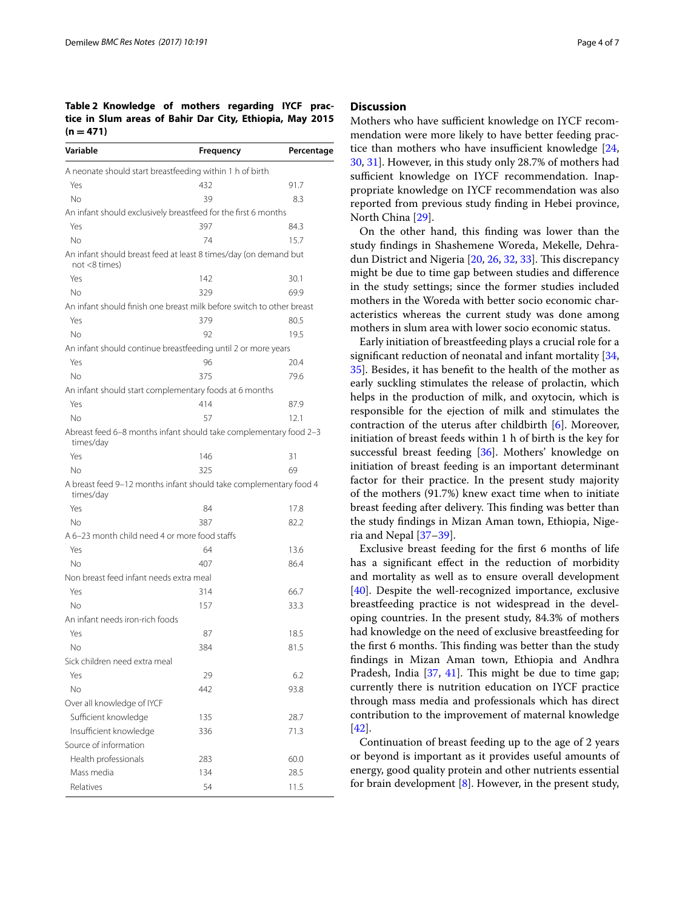**Table 2 Knowledge of mothers regarding IYCF practice in Slum areas of Bahir Dar City, Ethiopia, May 2015 (n = 471)**

| Variable | Frequency | Percentage |
|---|---|---|
| A neonate should start breastfeeding within 1 h of birth | | |
| Yes | 432 | 91.7 |
| No | 39 | 8.3 |
| An infant should exclusively breastfeed for the first 6 months | | |
| Yes | 397 | 84.3 |
| No | 74 | 15.7 |
| An infant should breast feed at least 8 times/day (on demand but not <8 times) | | |
| Yes | 142 | 30.1 |
| No | 329 | 69.9 |
| An infant should finish one breast milk before switch to other breast | | |
| Yes | 379 | 80.5 |
| No | 92 | 19.5 |
| An infant should continue breastfeeding until 2 or more years | | |
| Yes | 96 | 20.4 |
| No | 375 | 79.6 |
| An infant should start complementary foods at 6 months | | |
| Yes | 414 | 87.9 |
| No | 57 | 12.1 |
| Abreast feed 6–8 months infant should take complementary food 2–3 times/day | | |
| Yes | 146 | 31 |
| No | 325 | 69 |
| A breast feed 9–12 months infant should take complementary food 4 times/day | | |
| Yes | 84 | 17.8 |
| No | 387 | 82.2 |
| A 6–23 month child need 4 or more food staffs | | |
| Yes | 64 | 13.6 |
| No | 407 | 86.4 |
| Non breast feed infant needs extra meal | | |
| Yes | 314 | 66.7 |
| No | 157 | 33.3 |
| An infant needs iron-rich foods | | |
| Yes | 87 | 18.5 |
| No | 384 | 81.5 |
| Sick children need extra meal | | |
| Yes | 29 | 6.2 |
| No | 442 | 93.8 |
| Over all knowledge of IYCF | | |
| Sufficient knowledge | 135 | 28.7 |
| Insufficient knowledge | 336 | 71.3 |
| Source of information | | |
| Health professionals | 283 | 60.0 |
| Mass media | 134 | 28.5 |
| Relatives | 54 | 11.5 |

## Discussion

Mothers who have sufficient knowledge on IYCF recommendation were more likely to have better feeding practice than mothers who have insufficient knowledge [24, 30, 31]. However, in this study only 28.7% of mothers had sufficient knowledge on IYCF recommendation. Inappropriate knowledge on IYCF recommendation was also reported from previous study finding in Hebei province, North China [29].

On the other hand, this finding was lower than the study findings in Shashemene Woreda, Mekelle, Dehradun District and Nigeria [20, 26, 32, 33]. This discrepancy might be due to time gap between studies and difference in the study settings; since the former studies included mothers in the Woreda with better socio economic characteristics whereas the current study was done among mothers in slum area with lower socio economic status.

Early initiation of breastfeeding plays a crucial role for a significant reduction of neonatal and infant mortality [34, 35]. Besides, it has benefit to the health of the mother as early suckling stimulates the release of prolactin, which helps in the production of milk, and oxytocin, which is responsible for the ejection of milk and stimulates the contraction of the uterus after childbirth [6]. Moreover, initiation of breast feeds within 1 h of birth is the key for successful breast feeding [36]. Mothers' knowledge on initiation of breast feeding is an important determinant factor for their practice. In the present study majority of the mothers (91.7%) knew exact time when to initiate breast feeding after delivery. This finding was better than the study findings in Mizan Aman town, Ethiopia, Nigeria and Nepal [37–39].

Exclusive breast feeding for the first 6 months of life has a significant effect in the reduction of morbidity and mortality as well as to ensure overall development [40]. Despite the well-recognized importance, exclusive breastfeeding practice is not widespread in the developing countries. In the present study, 84.3% of mothers had knowledge on the need of exclusive breastfeeding for the first 6 months. This finding was better than the study findings in Mizan Aman town, Ethiopia and Andhra Pradesh, India [37, 41]. This might be due to time gap; currently there is nutrition education on IYCF practice through mass media and professionals which has direct contribution to the improvement of maternal knowledge [42].

Continuation of breast feeding up to the age of 2 years or beyond is important as it provides useful amounts of energy, good quality protein and other nutrients essential for brain development [8]. However, in the present study,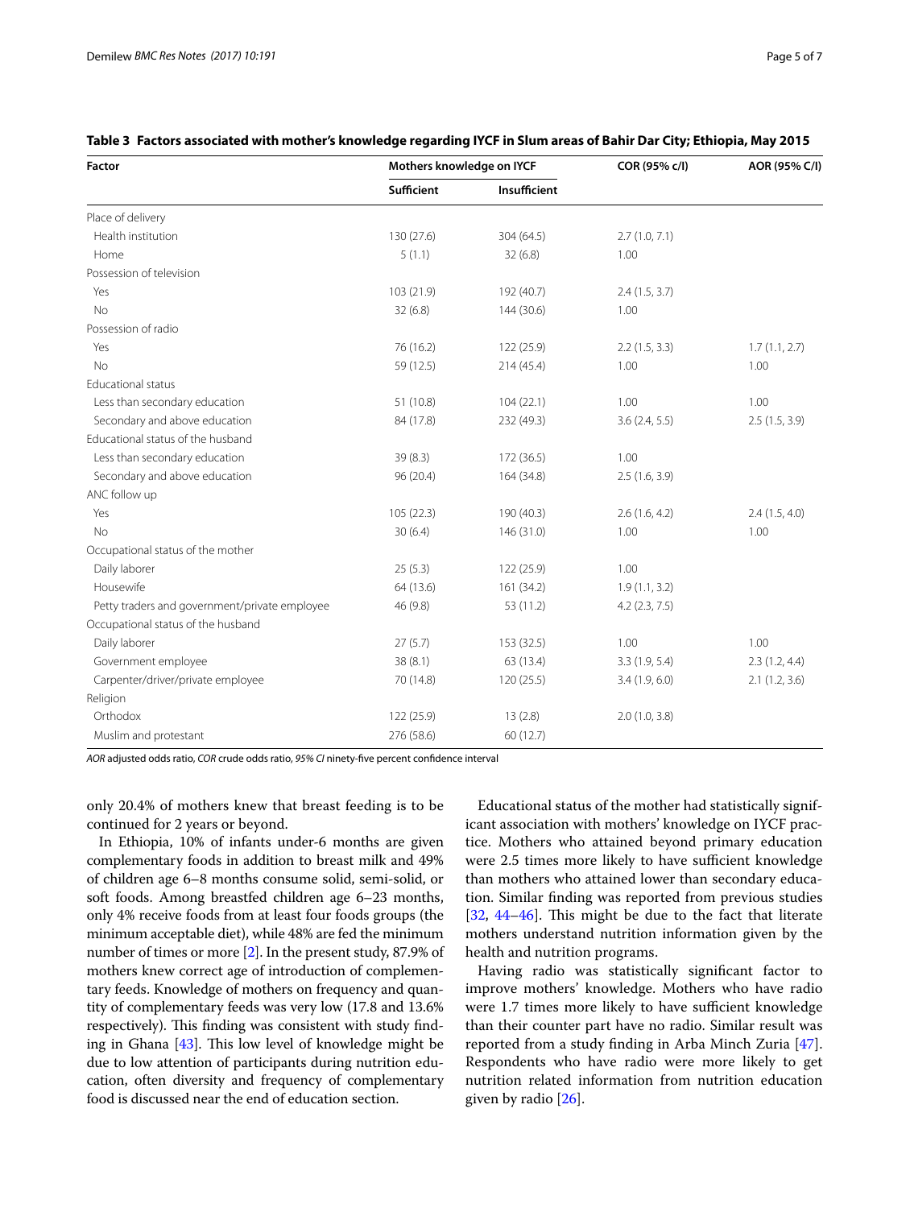**Table 3 Factors associated with mother's knowledge regarding IYCF in Slum areas of Bahir Dar City; Ethiopia, May 2015**

| Factor | Mothers knowledge on IYCF | | COR (95% c/I) | AOR (95% C/I) |
|---|---|---|---|---|
| | Sufficient | Insufficient | | |
| Place of delivery | | | | |
| Health institution | 130 (27.6) | 304 (64.5) | 2.7 (1.0, 7.1) | |
| Home | 5 (1.1) | 32 (6.8) | 1.00 | |
| Possession of television | | | | |
| Yes | 103 (21.9) | 192 (40.7) | 2.4 (1.5, 3.7) | |
| No | 32 (6.8) | 144 (30.6) | 1.00 | |
| Possession of radio | | | | |
| Yes | 76 (16.2) | 122 (25.9) | 2.2 (1.5, 3.3) | 1.7 (1.1, 2.7) |
| No | 59 (12.5) | 214 (45.4) | 1.00 | 1.00 |
| Educational status | | | | |
| Less than secondary education | 51 (10.8) | 104 (22.1) | 1.00 | 1.00 |
| Secondary and above education | 84 (17.8) | 232 (49.3) | 3.6 (2.4, 5.5) | 2.5 (1.5, 3.9) |
| Educational status of the husband | | | | |
| Less than secondary education | 39 (8.3) | 172 (36.5) | 1.00 | |
| Secondary and above education | 96 (20.4) | 164 (34.8) | 2.5 (1.6, 3.9) | |
| ANC follow up | | | | |
| Yes | 105 (22.3) | 190 (40.3) | 2.6 (1.6, 4.2) | 2.4 (1.5, 4.0) |
| No | 30 (6.4) | 146 (31.0) | 1.00 | 1.00 |
| Occupational status of the mother | | | | |
| Daily laborer | 25 (5.3) | 122 (25.9) | 1.00 | |
| Housewife | 64 (13.6) | 161 (34.2) | 1.9 (1.1, 3.2) | |
| Petty traders and government/private employee | 46 (9.8) | 53 (11.2) | 4.2 (2.3, 7.5) | |
| Occupational status of the husband | | | | |
| Daily laborer | 27 (5.7) | 153 (32.5) | 1.00 | 1.00 |
| Government employee | 38 (8.1) | 63 (13.4) | 3.3 (1.9, 5.4) | 2.3 (1.2, 4.4) |
| Carpenter/driver/private employee | 70 (14.8) | 120 (25.5) | 3.4 (1.9, 6.0) | 2.1 (1.2, 3.6) |
| Religion | | | | |
| Orthodox | 122 (25.9) | 13 (2.8) | 2.0 (1.0, 3.8) | |
| Muslim and protestant | 276 (58.6) | 60 (12.7) | | |

*AOR* adjusted odds ratio, *COR* crude odds ratio, *95% CI* ninety-five percent confidence interval

only 20.4% of mothers knew that breast feeding is to be continued for 2 years or beyond.

In Ethiopia, 10% of infants under-6 months are given complementary foods in addition to breast milk and 49% of children age 6–8 months consume solid, semi-solid, or soft foods. Among breastfed children age 6–23 months, only 4% receive foods from at least four foods groups (the minimum acceptable diet), while 48% are fed the minimum number of times or more [2]. In the present study, 87.9% of mothers knew correct age of introduction of complementary feeds. Knowledge of mothers on frequency and quantity of complementary feeds was very low (17.8 and 13.6% respectively). This finding was consistent with study finding in Ghana [43]. This low level of knowledge might be due to low attention of participants during nutrition education, often diversity and frequency of complementary food is discussed near the end of education section.

Educational status of the mother had statistically significant association with mothers' knowledge on IYCF practice. Mothers who attained beyond primary education were 2.5 times more likely to have sufficient knowledge than mothers who attained lower than secondary education. Similar finding was reported from previous studies [32, 44–46]. This might be due to the fact that literate mothers understand nutrition information given by the health and nutrition programs.

Having radio was statistically significant factor to improve mothers' knowledge. Mothers who have radio were 1.7 times more likely to have sufficient knowledge than their counter part have no radio. Similar result was reported from a study finding in Arba Minch Zuria [47]. Respondents who have radio were more likely to get nutrition related information from nutrition education given by radio [26].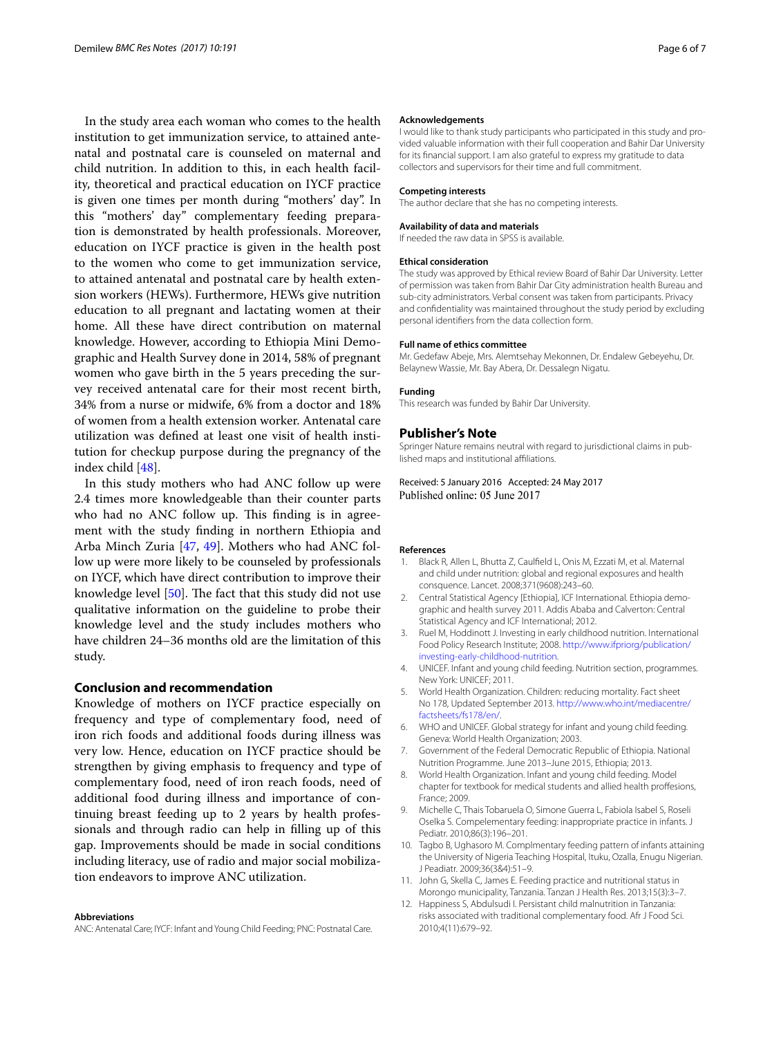In the study area each woman who comes to the health institution to get immunization service, to attained antenatal and postnatal care is counseled on maternal and child nutrition. In addition to this, in each health facility, theoretical and practical education on IYCF practice is given one times per month during "mothers' day". In this "mothers' day" complementary feeding preparation is demonstrated by health professionals. Moreover, education on IYCF practice is given in the health post to the women who come to get immunization service, to attained antenatal and postnatal care by health extension workers (HEWs). Furthermore, HEWs give nutrition education to all pregnant and lactating women at their home. All these have direct contribution on maternal knowledge. However, according to Ethiopia Mini Demographic and Health Survey done in 2014, 58% of pregnant women who gave birth in the 5 years preceding the survey received antenatal care for their most recent birth, 34% from a nurse or midwife, 6% from a doctor and 18% of women from a health extension worker. Antenatal care utilization was defined at least one visit of health institution for checkup purpose during the pregnancy of the index child [48].

In this study mothers who had ANC follow up were 2.4 times more knowledgeable than their counter parts who had no ANC follow up. This finding is in agreement with the study finding in northern Ethiopia and Arba Minch Zuria [47, 49]. Mothers who had ANC follow up were more likely to be counseled by professionals on IYCF, which have direct contribution to improve their knowledge level [50]. The fact that this study did not use qualitative information on the guideline to probe their knowledge level and the study includes mothers who have children 24–36 months old are the limitation of this study.

## Conclusion and recommendation

Knowledge of mothers on IYCF practice especially on frequency and type of complementary food, need of iron rich foods and additional foods during illness was very low. Hence, education on IYCF practice should be strengthen by giving emphasis to frequency and type of complementary food, need of iron reach foods, need of additional food during illness and importance of continuing breast feeding up to 2 years by health professionals and through radio can help in filling up of this gap. Improvements should be made in social conditions including literacy, use of radio and major social mobilization endeavors to improve ANC utilization.

#### Abbreviations

ANC: Antenatal Care; IYCF: Infant and Young Child Feeding; PNC: Postnatal Care.

#### Acknowledgements

I would like to thank study participants who participated in this study and provided valuable information with their full cooperation and Bahir Dar University for its financial support. I am also grateful to express my gratitude to data collectors and supervisors for their time and full commitment.

#### Competing interests

The author declare that she has no competing interests.

#### Availability of data and materials

If needed the raw data in SPSS is available.

#### Ethical consideration

The study was approved by Ethical review Board of Bahir Dar University. Letter of permission was taken from Bahir Dar City administration health Bureau and sub-city administrators. Verbal consent was taken from participants. Privacy and confidentiality was maintained throughout the study period by excluding personal identifiers from the data collection form.

#### Full name of ethics committee

Mr. Gedefaw Abeje, Mrs. Alemtsehay Mekonnen, Dr. Endalew Gebeyehu, Dr. Belaynew Wassie, Mr. Bay Abera, Dr. Dessalegn Nigatu.

#### Funding

This research was funded by Bahir Dar University.

## Publisher's Note

Springer Nature remains neutral with regard to jurisdictional claims in published maps and institutional affiliations.

Received: 5 January 2016 Accepted: 24 May 2017
Published online: 05 June 2017

#### References

1. Black R, Allen L, Bhutta Z, Caulfield L, Onis M, Ezzati M, et al. Maternal and child under nutrition: global and regional exposures and health consquence. Lancet. 2008;371(9608):243–60.
2. Central Statistical Agency [Ethiopia], ICF International. Ethiopia demographic and health survey 2011. Addis Ababa and Calverton: Central Statistical Agency and ICF International; 2012.
3. Ruel M, Hoddinott J. Investing in early childhood nutrition. International Food Policy Research Institute; 2008. http://www.ifpriorg/publication/investing-early-childhood-nutrition.
4. UNICEF. Infant and young child feeding. Nutrition section, programmes. New York: UNICEF; 2011.
5. World Health Organization. Children: reducing mortality. Fact sheet No 178, Updated September 2013. http://www.who.int/mediacentre/factsheets/fs178/en/.
6. WHO and UNICEF. Global strategy for infant and young child feeding. Geneva: World Health Organization; 2003.
7. Government of the Federal Democratic Republic of Ethiopia. National Nutrition Programme. June 2013–June 2015, Ethiopia; 2013.
8. World Health Organization. Infant and young child feeding. Model chapter for textbook for medical students and allied health proffesions, France; 2009.
9. Michelle C, Thais Tobaruela O, Simone Guerra L, Fabiola Isabel S, Roseli Oselka S. Compelementary feeding: inappropriate practice in infants. J Pediatr. 2010;86(3):196–201.
10. Tagbo B, Ughasoro M. Complmentary feeding pattern of infants attaining the University of Nigeria Teaching Hospital, Ituku, Ozalla, Enugu Nigerian. J Peadiatr. 2009;36(3&4):51–9.
11. John G, Skella C, James E. Feeding practice and nutritional status in Morongo municipality, Tanzania. Tanzan J Health Res. 2013;15(3):3–7.
12. Happiness S, Abdulsudi I. Persistant child malnutrition in Tanzania: risks associated with traditional complementary food. Afr J Food Sci. 2010;4(11):679–92.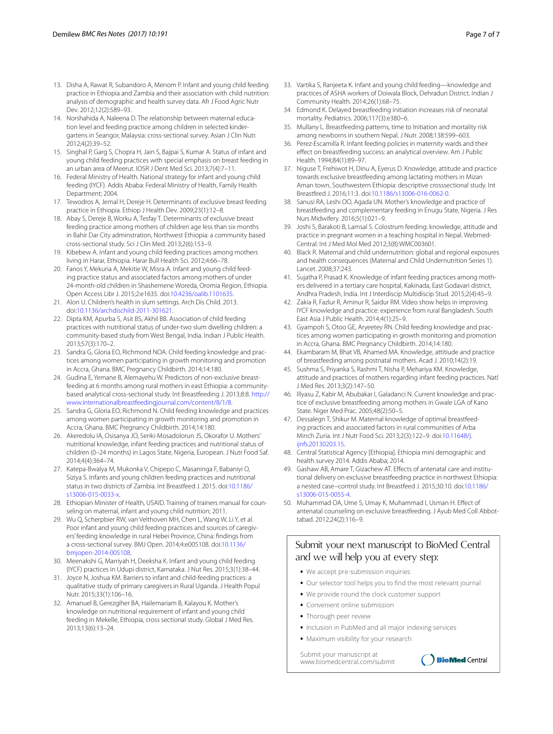13. Disha A, Rawat R, Subandoro A, Menom P. Infant and young child feeding practice in Ethiopia and Zambia and their association with child nutrition: analysis of demographic and health survey data. Afr J Food Agric Nutr Dev. 2012;12(2):589–93.
14. Norshahida A, Naleena D. The relationship between maternal education level and feeding practice among children in selected kindergartens in Seangor, Malaysia: cross-sectional survey. Asian J Clin Nutr. 2012;4(2):39–52.
15. Singhal P, Garg S, Chopra H, Jain S, Bajpai S, Kumar A. Status of infant and young child feeding practices with special emphasis on breast feeding in an urban area of Meerut. IOSR J Dent Med Sci. 2013;7(4):7–11.
16. Federal Ministry of Health. National strategy for infant and young child feeding (IYCF). Addis Ababa: Federal Ministry of Health, Family Health Department; 2004.
17. Tewodros A, Jemal H, Dereje H. Determinants of exclusive breast feeding practice in Ethiopia. Ethiop J Health Dev. 2009;23(1):12–8.
18. Abay S, Dereje B, Worku A, Tesfay T. Determinants of exclusive breast feeding practice among mothers of children age less than six months in Bahir Dar City adminstration, Northwest Ethiopia: a community based cross-sectional study. Sci J Clin Med. 2013;2(6):153–9.
19. Kibebew A. Infant and young child feeding practices among mothers living in Harar, Ethiopia. Harar Bull Health Sci. 2012;4:66–78.
20. Fanos Y, Mekuria A, Mekitie W, Misra A. Infant and young child feeding practice status and associated factors among mothers of under 24-month-old children in Shashemene Woreda, Oromia Region, Ethiopia. Open Access Libr J. 2015;2:e1635. doi:10.4236/oalib.1101635.
21. Alon U. Children's health in slum settings. Arch Dis Child. 2013. doi:10.1136/archdischild-2011-301621.
22. Dipta KM, Apurba S, Asit BS, Akhil BB. Association of child feeding practices with nutritional status of under-two slum dwelling children: a community-based study from West Bengal, India. Indian J Public Health. 2013;57(3):170–2.
23. Sandra G, Gloria EO, Richmond NOA. Child feeding knowledge and practices among women participating in growth monitoring and promotion in Accra, Ghana. BMC Pregnancy Childbirth. 2014;14:180.
24. Gudina E, Yemane B, Alemayehu W. Predictors of non-exclusive breastfeeding at 6 months among rural mothers in east Ethiopia: a community-based analytical cross-sectional study. Int Breastfeeding J. 2013;8:8. http://www.internationalbreastfeedingjournal.com/content/8/1/8.
25. Sandra G, Gloria EO, Richmond N. Child feeding knowledge and practices among women participating in growth monitoring and promotion in Accra, Ghana. BMC Pregnancy Childbirth. 2014;14:180.
26. Akeredolu IA, Osisanya JO, Seriki-Mosadolorun JS, Okorafor U. Mothers' nutritional knowledge, infant feeding practices and nutritional status of children (0–24 months) in Lagos State, Nigeria, European. J Nutr Food Saf. 2014;4(4):364–74.
27. Katepa-Bwalya M, Mukonka V, Chipepo C, Masaninga F, Babaniyi O, Siziya S. Infants and young children feeding practices and nutritional status in two districts of Zambia. Int Breastfeed J. 2015. doi:10.1186/s13006-015-0033-x.
28. Ethiopian Minister of Health, USAID. Training of trainers manual for counseling on maternal, infant and young child nutrition; 2011.
29. Wu Q, Scherpbier RW, van Velthoven MH, Chen L, Wang W, Li Y, et al. Poor infant and young child feeding practices and sources of caregivers' feeding knowledge in rural Hebei Province, China: findings from a cross-sectional survey. BMJ Open. 2014;4:e005108. doi:10.1136/bmjopen-2014-005108.
30. Meenakshi G, Marriyah H, Deeksha K. Infant and young child feeding (IYCF) practices in Udupi district, Karnataka. J Nut Res. 2015;3(1):38–44.
31. Joyce N, Joshua KM. Barriers to infant and child-feeding practices: a qualitative study of primary caregivers in Rural Uganda. J Health Popul Nutr. 2015;33(1):106–16.
32. Amanuel B, Gerezgiher BA, Hailemariam B, Kalayou K. Mother's knowledge on nutritional requirement of infant and young child feeding in Mekelle, Ethiopia, cross sectional study. Global J Med Res. 2013;13(6):13–24.
33. Vartika S, Ranjeeta K. Infant and young child feeding—knowledge and practices of ASHA workers of Doiwala Block, Dehradun District. Indian J Community Health. 2014;26(1):68–75.
34. Edmond K. Delayed breastfeeding initiation increases risk of neonatal mortality. Pediatrics. 2006;117(3):e380–6.
35. Mullany L. Breastfeeding patterns, time to Initiation and mortality risk among newborns in southern Nepal. J Nutr. 2008;138:599–603.
36. Perez-Escamilla R. Infant feeding policies in maternity wards and their effect on breastfeeding success: an analytical overview. Am J Public Health. 1994;84(1):89–97.
37. Niguse T, Frehiwot H, Dinu A, Eyerus D. Knowledge, attitude and practice towards exclusive breastfeeding among lactating mothers in Mizan Aman town, Southwestern Ethiopia: descriptive crosssectional study. Int Breastfeed J. 2016;11:3. doi:10.1186/s13006-016-0062-0.
38. Sanusi RA, Leshi OO, Agada UN. Mother's knowledge and practice of breastfeeding and complementary feeding in Enugu State, Nigeria. J Res Nurs Midwifery. 2016;5(1):021–9.
39. Joshi S, Barakoti B, Lamsal S. Colostrum feeding: knowledge, attitude and practice in pregnant women in a teaching hospital in Nepal. Webmed-Central: Int J Med Mol Med 2012;3(8):WMC003601.
40. Black R. Maternal and child undernutrition: global and regional exposures and health consequences (Maternal and Child Undernutrition Series 1). Lancet. 2008;37:243.
41. Sujatha P, Prasad K. Knowledge of infant feeding practices among mothers delivered in a tertiary care hospital, Kakinada, East Godavari district, Andhra Pradesh, India. Int J Interdiscip Multidiscip Stud. 2015;2(4):45–9.
42. Zakia R, Fazlur R, Aminur R, Saidur RM. Video show helps in improving IYCF knowledge and practice: experience from rural Bangladesh. South East Asia J Public Health. 2014;4(1):25–9.
43. Gyampoh S, Otoo GE, Aryeetey RN. Child feeding knowledge and practices among women participating in growth monitoring and promotion in Accra, Ghana. BMC Pregnancy Childbirth. 2014;14:180.
44. Ekambaram M, Bhat VB, Ahamed MA. Knowledge, attitiude and practice of breastfeeding among postnatal mothers. Acad J. 2010;14(2):19.
45. Sushma S, Priyanka S, Rashmi T, Nisha P, Mehariya KM. Knowledge, attitude and practices of mothers regarding infant feeding practices. Natl J Med Res. 2013;3(2):147–50.
46. Illyasu Z, Kabir M, Abubakar I, Galadanci N. Current knowledge and practice of exclusive breastfeeding among mothers in Gwale LGA of Kano State. Niger Med Prac. 2005;48(2):50–5.
47. Dessalegn T, Shikur M. Maternal knowledge of optimal breastfeeding practices and associated factors in rural communities of Arba Minch Zuria. Int J Nutr Food Sci. 2013;2(3):122–9. doi:10.11648/j.ijnfs.20130203.15.
48. Central Statistical Agency [Ethiopia]. Ethiopia mini demographic and health survey 2014. Addis Ababa; 2014.
49. Gashaw AB, Amare T, Gizachew AT. Effects of antenatal care and institutional delivery on exclusive breastfeeding practice in northwest Ethiopia: a nested case–control study. Int Breastfeed J. 2015;30:10. doi:10.1186/s13006-015-0055-4.
50. Muhammad OA, Ume S, Umay K, Muhammad I, Usman H. Effect of antenatal counseling on exclusive breastfeeding. J Ayub Med Coll Abbottabad. 2012;24(2):116–9.

Submit your next manuscript to BioMed Central and we will help you at every step:

- We accept pre-submission inquiries
- Our selector tool helps you to find the most relevant journal
- We provide round the clock customer support
- Convenient online submission
- Thorough peer review
- Inclusion in PubMed and all major indexing services
- Maximum visibility for your research

Submit your manuscript at www.biomedcentral.com/submit

BioMed Central